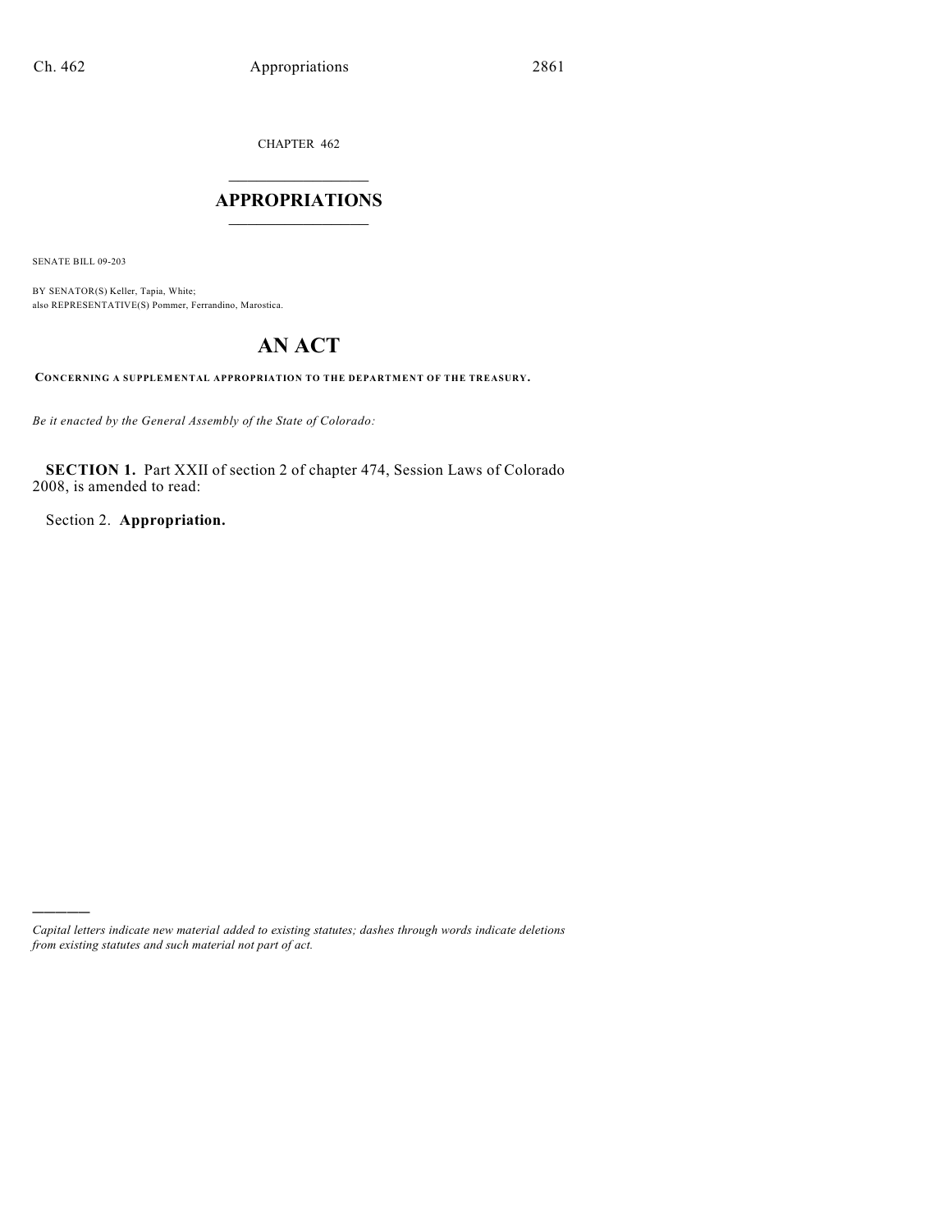CHAPTER 462

# APPROPRIATIONS

SENATE BILL 09-203

BY SENATOR(S) Keller, Tapia, White;
also REPRESENTATIVE(S) Pommer, Ferrandino, Marostica.

# AN ACT

**CONCERNING A SUPPLEMENTAL APPROPRIATION TO THE DEPARTMENT OF THE TREASURY.**

*Be it enacted by the General Assembly of the State of Colorado:*

**SECTION 1.** Part XXII of section 2 of chapter 474, Session Laws of Colorado 2008, is amended to read:

Section 2. **Appropriation.**

*Capital letters indicate new material added to existing statutes; dashes through words indicate deletions from existing statutes and such material not part of act.*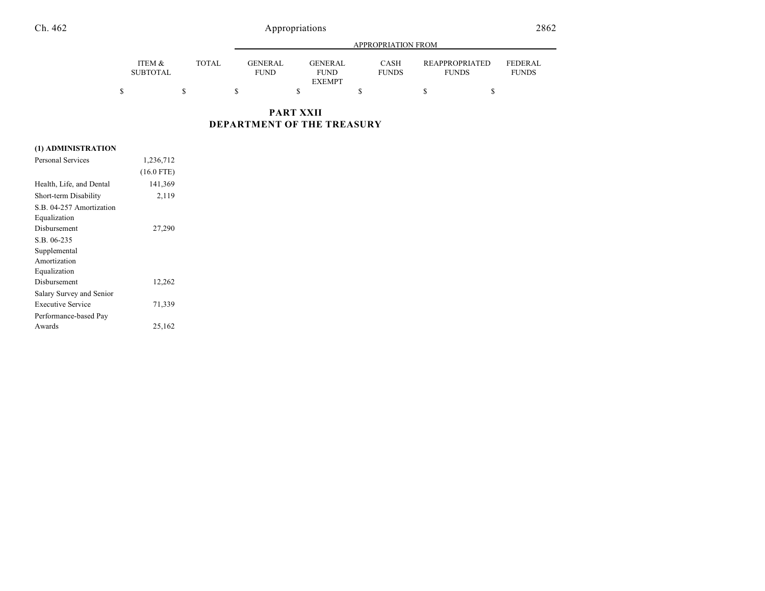## PART XXII
## DEPARTMENT OF THE TREASURY

| | ITEM & SUBTOTAL | TOTAL | APPROPRIATION FROM GENERAL FUND | GENERAL FUND EXEMPT | CASH FUNDS | REAPPROPRIATED FUNDS | FEDERAL FUNDS |
|---|---|---|---|---|---|---|---|
| | $ | $ | $ | $ | $ | $ | $ |
| **(1) ADMINISTRATION** | | | | | | | |
| Personal Services | 1,236,712 | | | | | | |
| | (16.0 FTE) | | | | | | |
| Health, Life, and Dental | 141,369 | | | | | | |
| Short-term Disability | 2,119 | | | | | | |
| S.B. 04-257 Amortization Equalization Disbursement | 27,290 | | | | | | |
| S.B. 06-235 Supplemental Amortization Equalization Disbursement | 12,262 | | | | | | |
| Salary Survey and Senior Executive Service | 71,339 | | | | | | |
| Performance-based Pay Awards | 25,162 | | | | | | |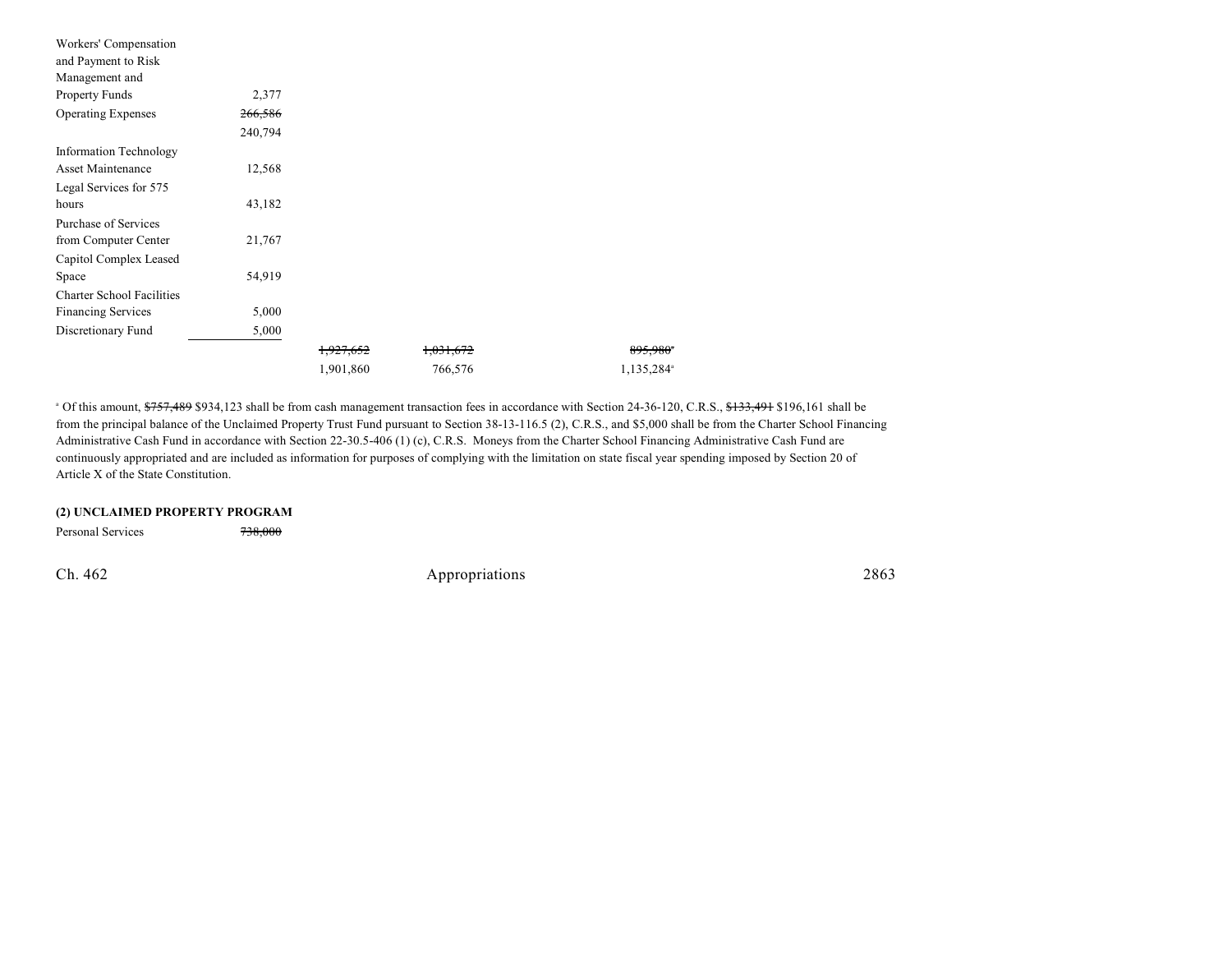| | | | | | | |
|---|---|---|---|---|---|---|
| Workers' Compensation and Payment to Risk Management and Property Funds | 2,377 | | | | | |
| Operating Expenses | ~~266,586~~ 240,794 | | | | | |
| Information Technology Asset Maintenance | 12,568 | | | | | |
| Legal Services for 575 hours | 43,182 | | | | | |
| Purchase of Services from Computer Center | 21,767 | | | | | |
| Capitol Complex Leased Space | 54,919 | | | | | |
| Charter School Facilities Financing Services | 5,000 | | | | | |
| Discretionary Fund | 5,000 | | | | | |
| | | ~~1,927,652~~ 1,901,860 | ~~1,031,672~~ 766,576 | | ~~895,980~~[a] 1,135,284[a] | |

[a] Of this amount, ~~$757,489~~ $934,123 shall be from cash management transaction fees in accordance with Section 24-36-120, C.R.S., ~~$133,491~~ $196,161 shall be from the principal balance of the Unclaimed Property Trust Fund pursuant to Section 38-13-116.5 (2), C.R.S., and $5,000 shall be from the Charter School Financing Administrative Cash Fund in accordance with Section 22-30.5-406 (1) (c), C.R.S. Moneys from the Charter School Financing Administrative Cash Fund are continuously appropriated and are included as information for purposes of complying with the limitation on state fiscal year spending imposed by Section 20 of Article X of the State Constitution.

**(2) UNCLAIMED PROPERTY PROGRAM**

| | |
|---|---|
| Personal Services | ~~738,000~~ |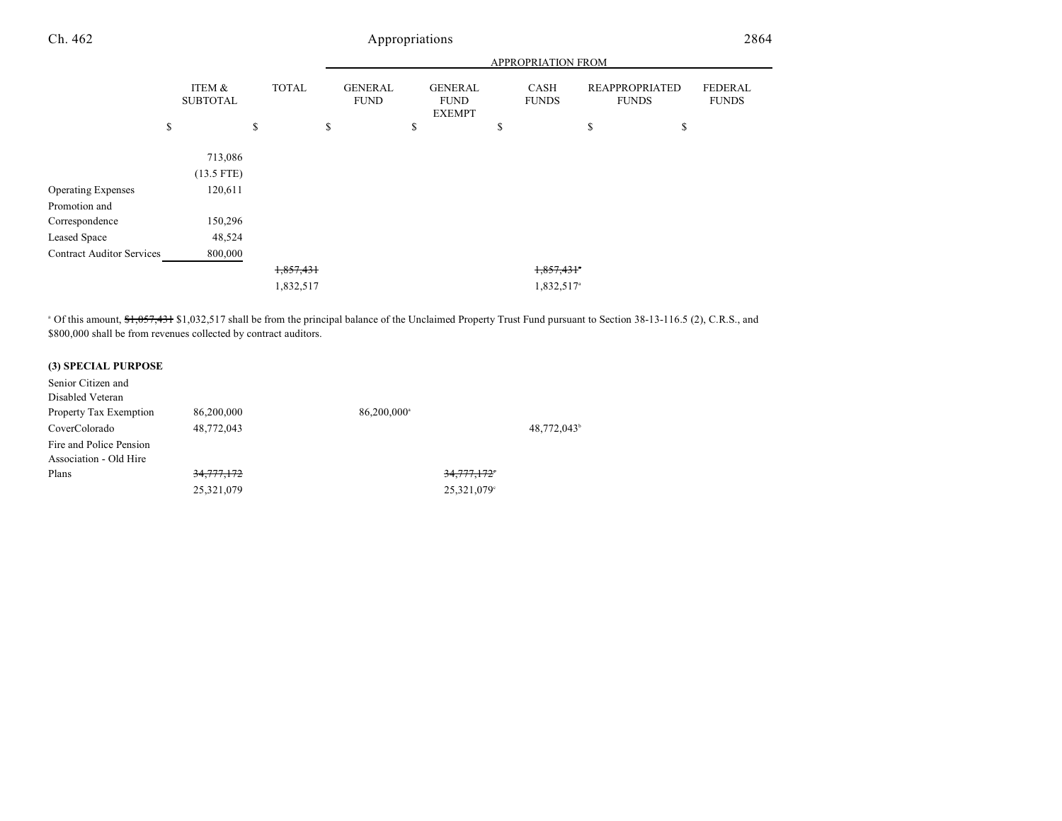| | ITEM & SUBTOTAL | TOTAL | GENERAL FUND | GENERAL FUND EXEMPT | CASH FUNDS | REAPPROPRIATED FUNDS | FEDERAL FUNDS |
|---|---|---|---|---|---|---|---|
| | | | APPROPRIATION FROM | | | | |
| | $ | $ | $ | $ | $ | $ | $ |
| | 713,086 | | | | | | |
| | (13.5 FTE) | | | | | | |
| Operating Expenses | 120,611 | | | | | | |
| Promotion and Correspondence | 150,296 | | | | | | |
| Leased Space | 48,524 | | | | | | |
| Contract Auditor Services | 800,000 | | | | | | |
| | | ~~1,857,431~~ | | | ~~1,857,431~~[a] | | |
| | | 1,832,517 | | | 1,832,517[a] | | |

[a] Of this amount, ~~$1,057,431~~ $1,032,517 shall be from the principal balance of the Unclaimed Property Trust Fund pursuant to Section 38-13-116.5 (2), C.R.S., and $800,000 shall be from revenues collected by contract auditors.

**(3) SPECIAL PURPOSE**

| | ITEM & SUBTOTAL | TOTAL | GENERAL FUND | GENERAL FUND EXEMPT | CASH FUNDS | REAPPROPRIATED FUNDS | FEDERAL FUNDS |
|---|---|---|---|---|---|---|---|
| Senior Citizen and Disabled Veteran Property Tax Exemption | 86,200,000 | | 86,200,000[a] | | | | |
| CoverColorado | 48,772,043 | | | | 48,772,043[b] | | |
| Fire and Police Pension Association - Old Hire Plans | ~~34,777,172~~ | | | ~~34,777,172~~[c] | | | |
| | 25,321,079 | | | 25,321,079[c] | | | |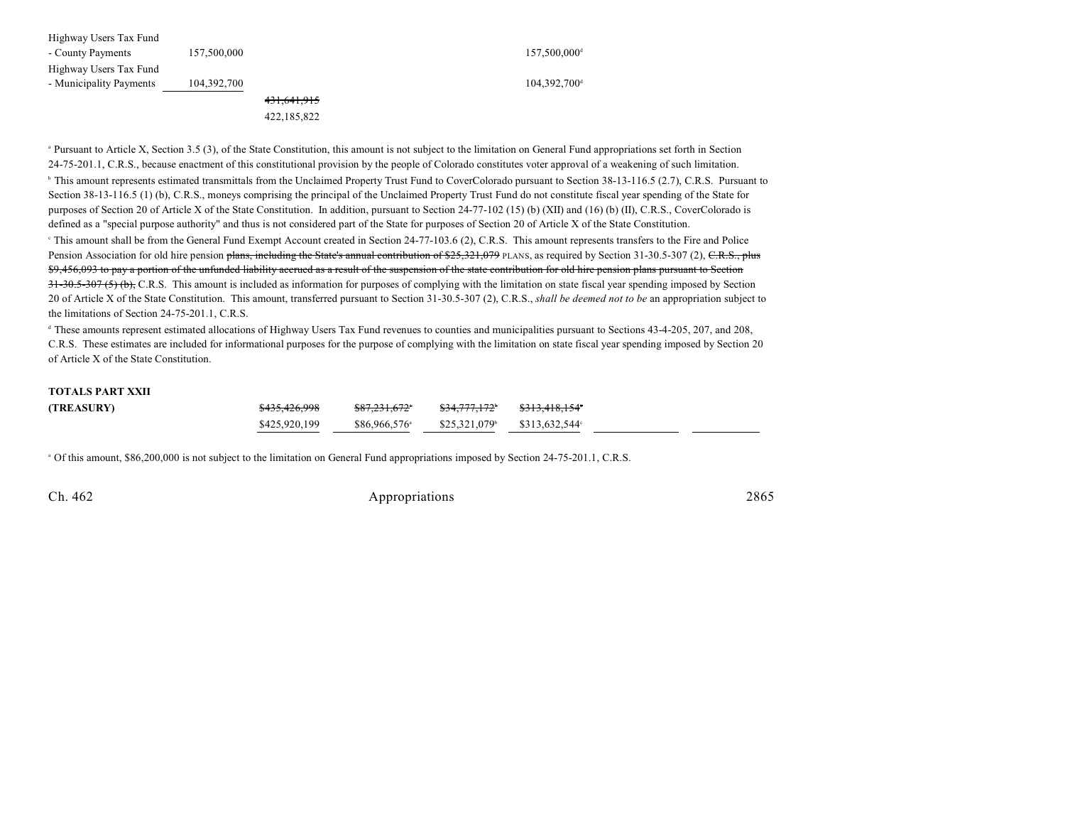| | | | | | | |
|---|---|---|---|---|---|---|
| Highway Users Tax Fund - County Payments | 157,500,000 | | | | 157,500,000[d] | |
| Highway Users Tax Fund - Municipality Payments | 104,392,700 | | | | 104,392,700[d] | |
| | | ~~431,641,915~~ 422,185,822 | | | | |

[a] Pursuant to Article X, Section 3.5 (3), of the State Constitution, this amount is not subject to the limitation on General Fund appropriations set forth in Section 24-75-201.1, C.R.S., because enactment of this constitutional provision by the people of Colorado constitutes voter approval of a weakening of such limitation.

[b] This amount represents estimated transmittals from the Unclaimed Property Trust Fund to CoverColorado pursuant to Section 38-13-116.5 (2.7), C.R.S. Pursuant to Section 38-13-116.5 (1) (b), C.R.S., moneys comprising the principal of the Unclaimed Property Trust Fund do not constitute fiscal year spending of the State for purposes of Section 20 of Article X of the State Constitution. In addition, pursuant to Section 24-77-102 (15) (b) (XII) and (16) (b) (II), C.R.S., CoverColorado is defined as a "special purpose authority" and thus is not considered part of the State for purposes of Section 20 of Article X of the State Constitution.

[c] This amount shall be from the General Fund Exempt Account created in Section 24-77-103.6 (2), C.R.S. This amount represents transfers to the Fire and Police Pension Association for old hire pension ~~plans, including the State's annual contribution of $25,321,079~~ PLANS, as required by Section 31-30.5-307 (2), ~~C.R.S., plus $9,456,093 to pay a portion of the unfunded liability accrued as a result of the suspension of the state contribution for old hire pension plans pursuant to Section 31-30.5-307 (5) (b),~~ C.R.S. This amount is included as information for purposes of complying with the limitation on state fiscal year spending imposed by Section 20 of Article X of the State Constitution. This amount, transferred pursuant to Section 31-30.5-307 (2), C.R.S., *shall be deemed not to be* an appropriation subject to the limitations of Section 24-75-201.1, C.R.S.

[d] These amounts represent estimated allocations of Highway Users Tax Fund revenues to counties and municipalities pursuant to Sections 43-4-205, 207, and 208, C.R.S. These estimates are included for informational purposes for the purpose of complying with the limitation on state fiscal year spending imposed by Section 20 of Article X of the State Constitution.

| **TOTALS PART XXII (TREASURY)** | ~~$435,426,998~~ $425,920,199 | ~~$87,231,672[a]~~ $86,966,576[a] | ~~$34,777,172[b]~~ $25,321,079[b] | ~~$313,418,154[c]~~ $313,632,544[c] | | |
|---|---|---|---|---|---|---|

[a] Of this amount, $86,200,000 is not subject to the limitation on General Fund appropriations imposed by Section 24-75-201.1, C.R.S.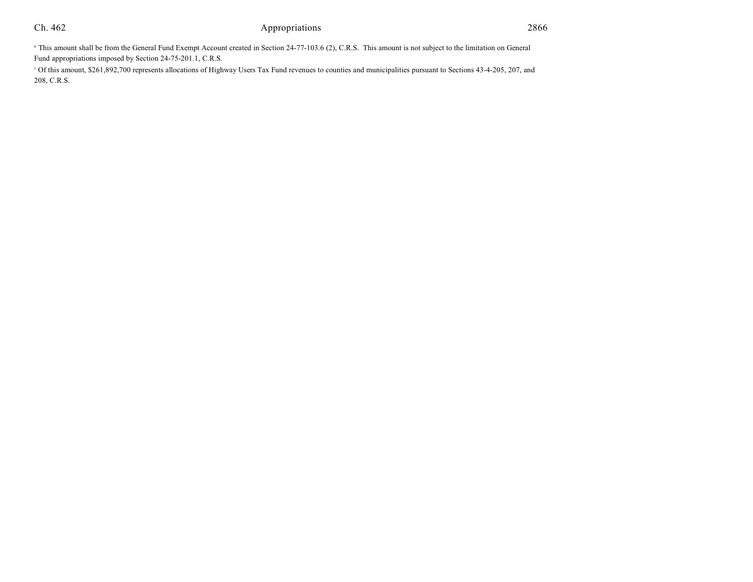[b] This amount shall be from the General Fund Exempt Account created in Section 24-77-103.6 (2), C.R.S. This amount is not subject to the limitation on General Fund appropriations imposed by Section 24-75-201.1, C.R.S.

[c] Of this amount, $261,892,700 represents allocations of Highway Users Tax Fund revenues to counties and municipalities pursuant to Sections 43-4-205, 207, and 208, C.R.S.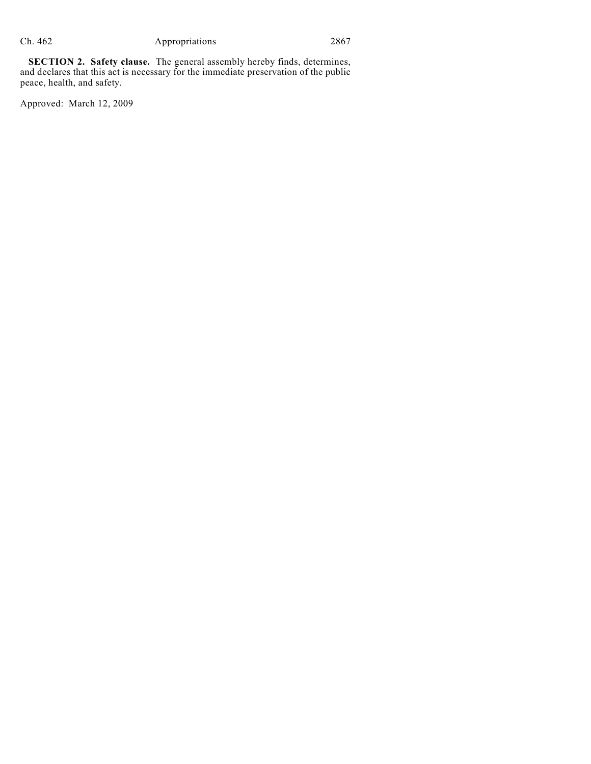**SECTION 2. Safety clause.** The general assembly hereby finds, determines, and declares that this act is necessary for the immediate preservation of the public peace, health, and safety.

Approved: March 12, 2009